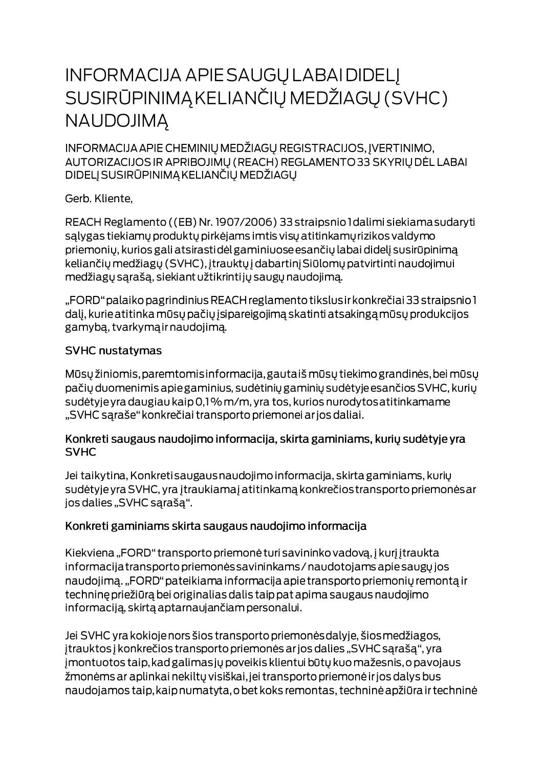# INFORMACIJA APIE SAUGŲ LABAI DIDELĮ SUSIRŪPINIMĄ KELIANČIŲ MEDŽIAGŲ (SVHC) NAUDOJIMĄ

## INFORMACIJA APIE CHEMINIŲ MEDŽIAGŲ REGISTRACIJOS, ĮVERTINIMO, AUTORIZACIJOS IR APRIBOJIMŲ (REACH) REGLAMENTO 33 SKYRIŲ DĖL LABAI DIDELĮ SUSIRŪPINIMĄ KELIANČIŲ MEDŽIAGŲ

Gerb. Kliente,

REACH Reglamento ((EB) Nr. 1907/2006) 33 straipsnio 1 dalimi siekiama sudaryti sąlygas tiekiamų produktų pirkėjams imtis visų atitinkamų rizikos valdymo priemonių, kurios gali atsirasti dėl gaminiuose esančių labai didelį susirūpinimą keliančių medžiagų (SVHC), įtrauktų į dabartinį Siūlomų patvirtinti naudojimui medžiagų sąrašą, siekiant užtikrinti jų saugų naudojimą.

„FORD" palaiko pagrindinius REACH reglamento tikslus ir konkrečiai 33 straipsnio 1 dalį, kurie atitinka mūsų pačių įsipareigojimą skatinti atsakingą mūsų produkcijos gamybą, tvarkymą ir naudojimą.

### SVHC nustatymas

Mūsų žiniomis, paremtomis informacija, gauta iš mūsų tiekimo grandinės, bei mūsų pačių duomenimis apie gaminius, sudėtinių gaminių sudėtyje esančios SVHC, kurių sudėtyje yra daugiau kaip 0,1 % m/m, yra tos, kurios nurodytos atitinkamame „SVHC sąraše" konkrečiai transporto priemonei ar jos daliai.

### Konkreti saugaus naudojimo informacija, skirta gaminiams, kurių sudėtyje yra SVHC

Jei taikytina, Konkreti saugaus naudojimo informacija, skirta gaminiams, kurių sudėtyje yra SVHC, yra įtraukiama į atitinkamą konkrečios transporto priemonės ar jos dalies „SVHC sąrašą".

### Konkreti gaminiams skirta saugaus naudojimo informacija

Kiekviena „FORD" transporto priemonė turi savininko vadovą, į kurį įtraukta informacija transporto priemonės savininkams / naudotojams apie saugų jos naudojimą. „FORD" pateikiama informacija apie transporto priemonių remontą ir techninę priežiūrą bei originalias dalis taip pat apima saugaus naudojimo informaciją, skirtą aptarnaujančiam personalui.

Jei SVHC yra kokioje nors šios transporto priemonės dalyje, šios medžiagos, įtrauktos į konkrečios transporto priemonės ar jos dalies „SVHC sąrašą", yra įmontuotos taip, kad galimas jų poveikis klientui būtų kuo mažesnis, o pavojaus žmonėms ar aplinkai nekiltų visiškai, jei transporto priemonė ir jos dalys bus naudojamos taip, kaip numatyta, o bet koks remontas, techninė apžiūra ir techninė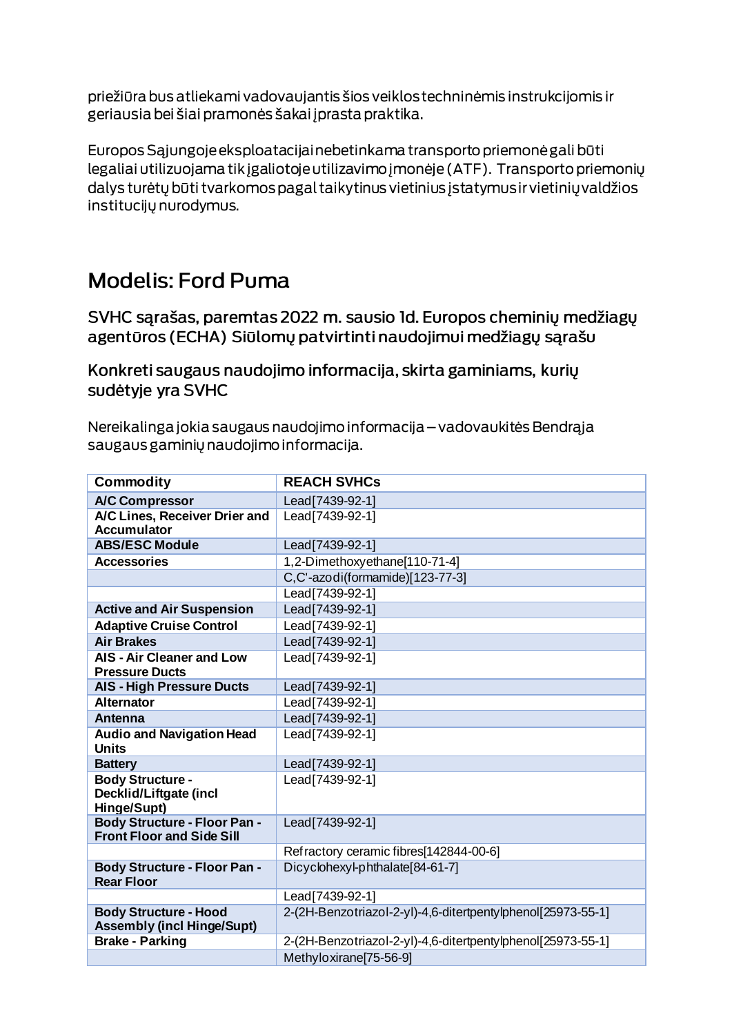priežiūra bus atliekami vadovaujantis šios veiklos techninėmis instrukcijomis ir geriausia bei šiai pramonės šakai įprasta praktika.

Europos Sąjungoje eksploatacijai nebetinkama transporto priemonė gali būti legaliai utilizuojama tik įgaliotoje utilizavimo įmonėje (ATF). Transporto priemonių dalys turėtų būti tvarkomos pagal taikytinus vietinius įstatymus ir vietinių valdžios institucijų nurodymus.

## Modelis: Ford Puma

### SVHC sąrašas, paremtas 2022 m. sausio 1d. Europos cheminių medžiagų agentūros (ECHA) Siūlomų patvirtinti naudojimui medžiagų sąrašu

### Konkreti saugaus naudojimo informacija, skirta gaminiams, kurių sudėtyje yra SVHC

Nereikalinga jokia saugaus naudojimo informacija – vadovaukitės Bendrąja saugaus gaminių naudojimo informacija.

| Commodity | REACH SVHCs |
|---|---|
| **A/C Compressor** | Lead[7439-92-1] |
| **A/C Lines, Receiver Drier and Accumulator** | Lead[7439-92-1] |
| **ABS/ESC Module** | Lead[7439-92-1] |
| **Accessories** | 1,2-Dimethoxyethane[110-71-4] |
| | C,C'-azodi(formamide)[123-77-3] |
| | Lead[7439-92-1] |
| **Active and Air Suspension** | Lead[7439-92-1] |
| **Adaptive Cruise Control** | Lead[7439-92-1] |
| **Air Brakes** | Lead[7439-92-1] |
| **AIS - Air Cleaner and Low Pressure Ducts** | Lead[7439-92-1] |
| **AIS - High Pressure Ducts** | Lead[7439-92-1] |
| **Alternator** | Lead[7439-92-1] |
| **Antenna** | Lead[7439-92-1] |
| **Audio and Navigation Head Units** | Lead[7439-92-1] |
| **Battery** | Lead[7439-92-1] |
| **Body Structure - Decklid/Liftgate (incl Hinge/Supt)** | Lead[7439-92-1] |
| **Body Structure - Floor Pan - Front Floor and Side Sill** | Lead[7439-92-1] |
| | Refractory ceramic fibres[142844-00-6] |
| **Body Structure - Floor Pan - Rear Floor** | Dicyclohexyl-phthalate[84-61-7] |
| | Lead[7439-92-1] |
| **Body Structure - Hood Assembly (incl Hinge/Supt)** | 2-(2H-Benzotriazol-2-yl)-4,6-ditertpentylphenol[25973-55-1] |
| **Brake - Parking** | 2-(2H-Benzotriazol-2-yl)-4,6-ditertpentylphenol[25973-55-1] |
| | Methyloxirane[75-56-9] |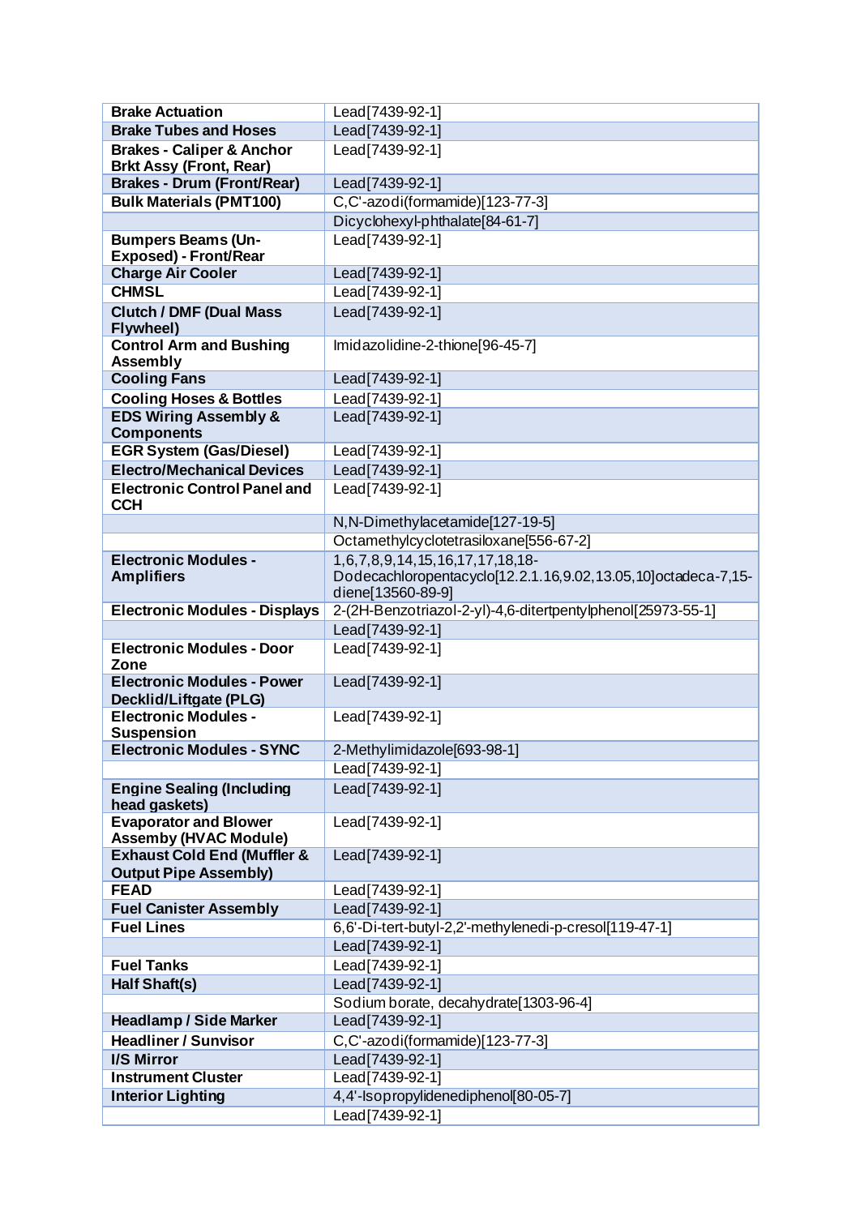| Brake Actuation | Lead[7439-92-1] |
|---|---|
| Brake Tubes and Hoses | Lead[7439-92-1] |
| Brakes - Caliper & Anchor Brkt Assy (Front, Rear) | Lead[7439-92-1] |
| Brakes - Drum (Front/Rear) | Lead[7439-92-1] |
| Bulk Materials (PMT100) | C,C'-azodi(formamide)[123-77-3] |
| | Dicyclohexyl-phthalate[84-61-7] |
| Bumpers Beams (Un-Exposed) - Front/Rear | Lead[7439-92-1] |
| Charge Air Cooler | Lead[7439-92-1] |
| CHMSL | Lead[7439-92-1] |
| Clutch / DMF (Dual Mass Flywheel) | Lead[7439-92-1] |
| Control Arm and Bushing Assembly | Imidazolidine-2-thione[96-45-7] |
| Cooling Fans | Lead[7439-92-1] |
| Cooling Hoses & Bottles | Lead[7439-92-1] |
| EDS Wiring Assembly & Components | Lead[7439-92-1] |
| EGR System (Gas/Diesel) | Lead[7439-92-1] |
| Electro/Mechanical Devices | Lead[7439-92-1] |
| Electronic Control Panel and CCH | Lead[7439-92-1] |
| | N,N-Dimethylacetamide[127-19-5] |
| | Octamethylcyclotetrasiloxane[556-67-2] |
| Electronic Modules - Amplifiers | 1,6,7,8,9,14,15,16,17,17,18,18-Dodecachloropentacyclo[12.2.1.16,9.02,13.05,10]octadeca-7,15-diene[13560-89-9] |
| Electronic Modules - Displays | 2-(2H-Benzotriazol-2-yl)-4,6-ditertpentylphenol[25973-55-1] |
| | Lead[7439-92-1] |
| Electronic Modules - Door Zone | Lead[7439-92-1] |
| Electronic Modules - Power Decklid/Liftgate (PLG) | Lead[7439-92-1] |
| Electronic Modules - Suspension | Lead[7439-92-1] |
| Electronic Modules - SYNC | 2-Methylimidazole[693-98-1] |
| | Lead[7439-92-1] |
| Engine Sealing (Including head gaskets) | Lead[7439-92-1] |
| Evaporator and Blower Assemby (HVAC Module) | Lead[7439-92-1] |
| Exhaust Cold End (Muffler & Output Pipe Assembly) | Lead[7439-92-1] |
| FEAD | Lead[7439-92-1] |
| Fuel Canister Assembly | Lead[7439-92-1] |
| Fuel Lines | 6,6'-Di-tert-butyl-2,2'-methylenedi-p-cresol[119-47-1] |
| | Lead[7439-92-1] |
| Fuel Tanks | Lead[7439-92-1] |
| Half Shaft(s) | Lead[7439-92-1] |
| | Sodium borate, decahydrate[1303-96-4] |
| Headlamp / Side Marker | Lead[7439-92-1] |
| Headliner / Sunvisor | C,C'-azodi(formamide)[123-77-3] |
| I/S Mirror | Lead[7439-92-1] |
| Instrument Cluster | Lead[7439-92-1] |
| Interior Lighting | 4,4'-Isopropylidenediphenol[80-05-7] |
| | Lead[7439-92-1] |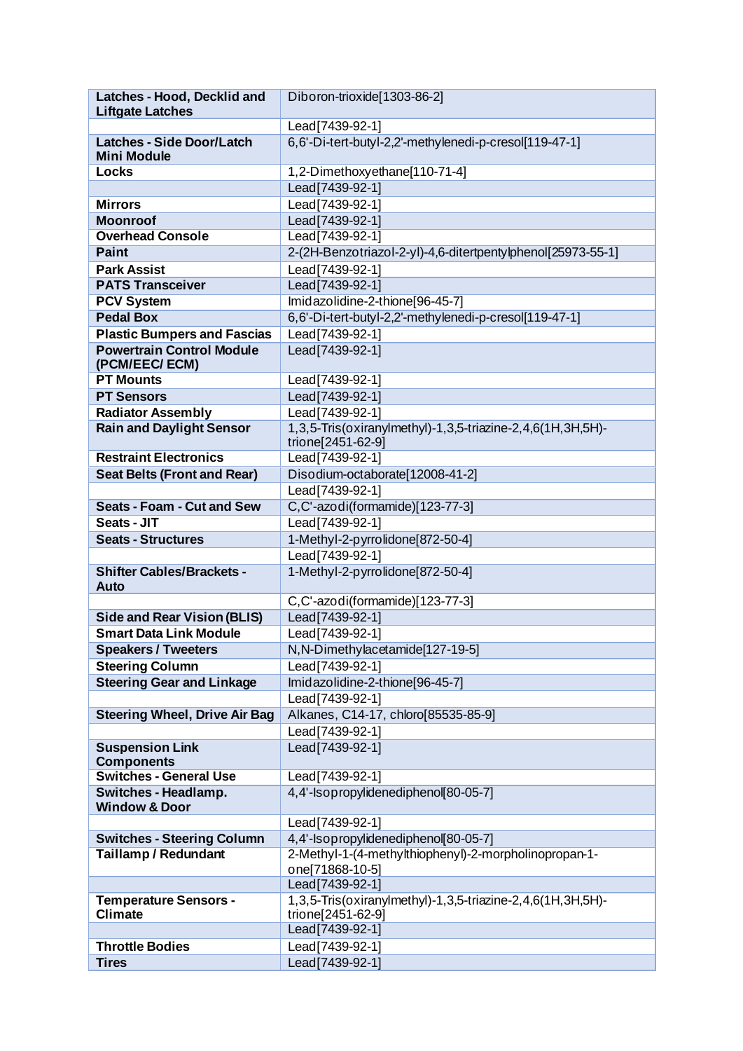| Latches - Hood, Decklid and Liftgate Latches | Diboron-trioxide[1303-86-2] |
|---|---|
| | Lead[7439-92-1] |
| **Latches - Side Door/Latch Mini Module** | 6,6'-Di-tert-butyl-2,2'-methylenedi-p-cresol[119-47-1] |
| **Locks** | 1,2-Dimethoxyethane[110-71-4] |
| | Lead[7439-92-1] |
| **Mirrors** | Lead[7439-92-1] |
| **Moonroof** | Lead[7439-92-1] |
| **Overhead Console** | Lead[7439-92-1] |
| **Paint** | 2-(2H-Benzotriazol-2-yl)-4,6-ditertpentylphenol[25973-55-1] |
| **Park Assist** | Lead[7439-92-1] |
| **PATS Transceiver** | Lead[7439-92-1] |
| **PCV System** | Imidazolidine-2-thione[96-45-7] |
| **Pedal Box** | 6,6'-Di-tert-butyl-2,2'-methylenedi-p-cresol[119-47-1] |
| **Plastic Bumpers and Fascias** | Lead[7439-92-1] |
| **Powertrain Control Module (PCM/EEC/ ECM)** | Lead[7439-92-1] |
| **PT Mounts** | Lead[7439-92-1] |
| **PT Sensors** | Lead[7439-92-1] |
| **Radiator Assembly** | Lead[7439-92-1] |
| **Rain and Daylight Sensor** | 1,3,5-Tris(oxiranylmethyl)-1,3,5-triazine-2,4,6(1H,3H,5H)-trione[2451-62-9] |
| **Restraint Electronics** | Lead[7439-92-1] |
| **Seat Belts (Front and Rear)** | Disodium-octaborate[12008-41-2] |
| | Lead[7439-92-1] |
| **Seats - Foam - Cut and Sew** | C,C'-azodi(formamide)[123-77-3] |
| **Seats - JIT** | Lead[7439-92-1] |
| **Seats - Structures** | 1-Methyl-2-pyrrolidone[872-50-4] |
| | Lead[7439-92-1] |
| **Shifter Cables/Brackets - Auto** | 1-Methyl-2-pyrrolidone[872-50-4] |
| | C,C'-azodi(formamide)[123-77-3] |
| **Side and Rear Vision (BLIS)** | Lead[7439-92-1] |
| **Smart Data Link Module** | Lead[7439-92-1] |
| **Speakers / Tweeters** | N,N-Dimethylacetamide[127-19-5] |
| **Steering Column** | Lead[7439-92-1] |
| **Steering Gear and Linkage** | Imidazolidine-2-thione[96-45-7] |
| | Lead[7439-92-1] |
| **Steering Wheel, Drive Air Bag** | Alkanes, C14-17, chloro[85535-85-9] |
| | Lead[7439-92-1] |
| **Suspension Link Components** | Lead[7439-92-1] |
| **Switches - General Use** | Lead[7439-92-1] |
| **Switches - Headlamp. Window & Door** | 4,4'-Isopropylidenediphenol[80-05-7] |
| | Lead[7439-92-1] |
| **Switches - Steering Column** | 4,4'-Isopropylidenediphenol[80-05-7] |
| **Taillamp / Redundant** | 2-Methyl-1-(4-methylthiophenyl)-2-morpholinopropan-1-one[71868-10-5] |
| | Lead[7439-92-1] |
| **Temperature Sensors - Climate** | 1,3,5-Tris(oxiranylmethyl)-1,3,5-triazine-2,4,6(1H,3H,5H)-trione[2451-62-9] |
| | Lead[7439-92-1] |
| **Throttle Bodies** | Lead[7439-92-1] |
| **Tires** | Lead[7439-92-1] |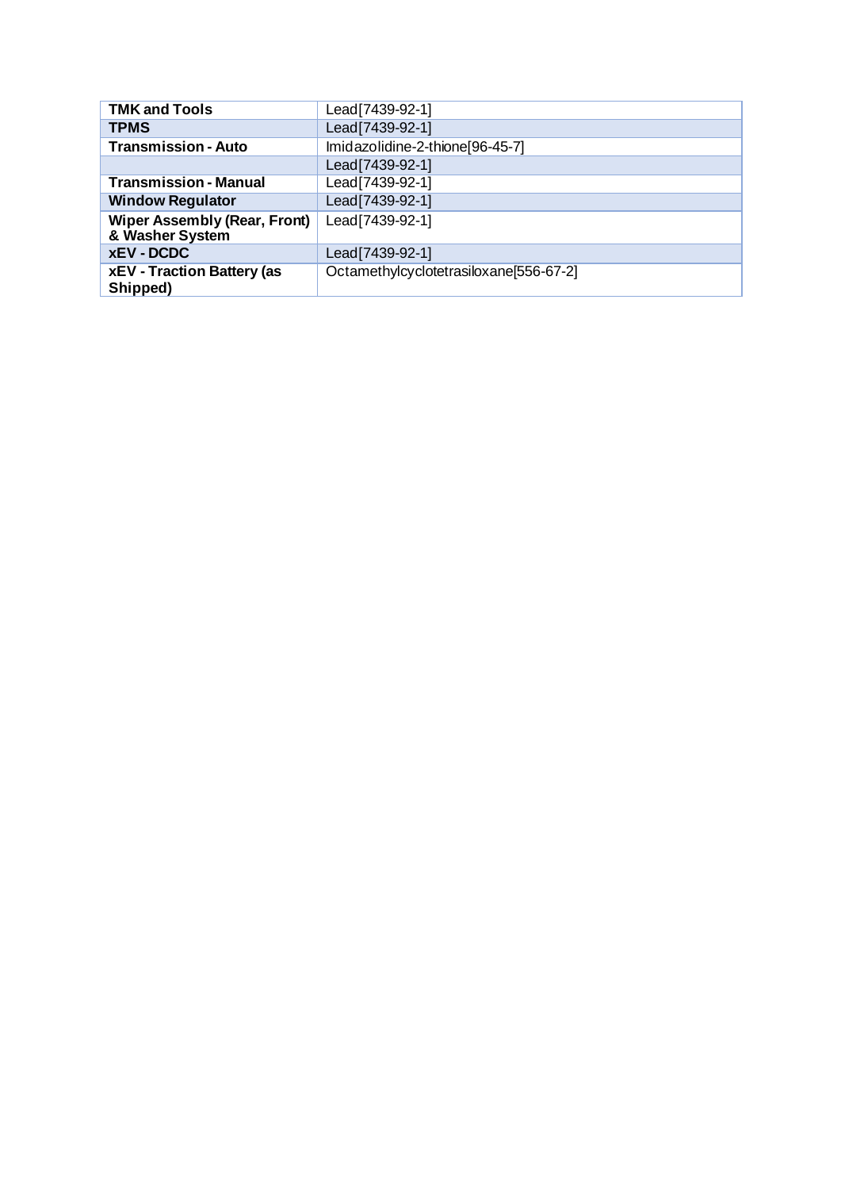| | |
|---|---|
| **TMK and Tools** | Lead[7439-92-1] |
| **TPMS** | Lead[7439-92-1] |
| **Transmission - Auto** | Imidazolidine-2-thione[96-45-7] |
| | Lead[7439-92-1] |
| **Transmission - Manual** | Lead[7439-92-1] |
| **Window Regulator** | Lead[7439-92-1] |
| **Wiper Assembly (Rear, Front) & Washer System** | Lead[7439-92-1] |
| **xEV - DCDC** | Lead[7439-92-1] |
| **xEV - Traction Battery (as Shipped)** | Octamethylcyclotetrasiloxane[556-67-2] |